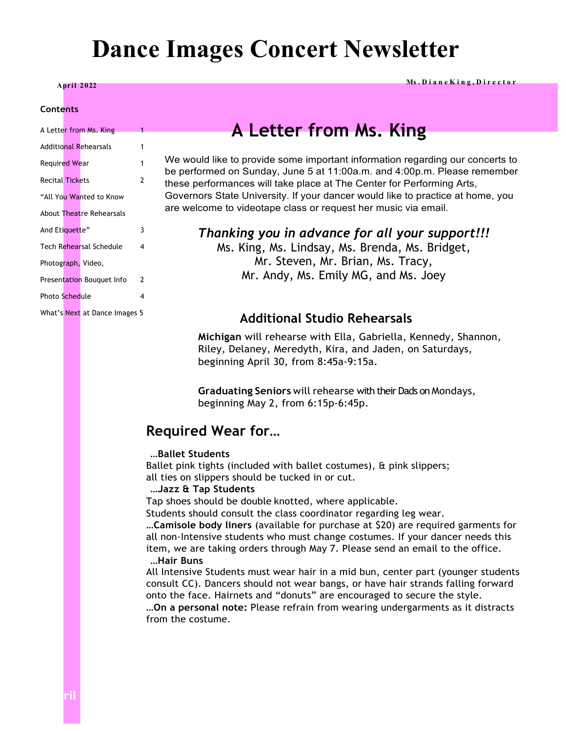# Dance Images Concert Newsletter

**April 2022**

**Ms. Diane King, Director**

### Contents

| | |
|---|---|
| A Letter from Ms. King | 1 |
| Additional Rehearsals | 1 |
| Required Wear | 1 |
| Recital Tickets | 2 |
| "All You Wanted to Know About Theatre Rehearsals And Etiquette" | 3 |
| Tech Rehearsal Schedule | 4 |
| Photograph, Video, Presentation Bouquet Info | 2 |
| Photo Schedule | 4 |
| What's Next at Dance Images | 5 |

## A Letter from Ms. King

We would like to provide some important information regarding our concerts to be performed on Sunday, June 5 at 11:00a.m. and 4:00p.m. Please remember these performances will take place at The Center for Performing Arts, Governors State University. If your dancer would like to practice at home, you are welcome to videotape class or request her music via email.

*Thanking you in advance for all your support!!!*
Ms. King, Ms. Lindsay, Ms. Brenda, Ms. Bridget,
Mr. Steven, Mr. Brian, Ms. Tracy,
Mr. Andy, Ms. Emily MG, and Ms. Joey

### Additional Studio Rehearsals

**Michigan** will rehearse with Ella, Gabriella, Kennedy, Shannon, Riley, Delaney, Meredyth, Kira, and Jaden, on Saturdays, beginning April 30, from 8:45a-9:15a.

**Graduating Seniors** will rehearse with their Dads on Mondays, beginning May 2, from 6:15p-6:45p.

## Required Wear for…

**…Ballet Students**
Ballet pink tights (included with ballet costumes), & pink slippers; all ties on slippers should be tucked in or cut.

**…Jazz & Tap Students**
Tap shoes should be double knotted, where applicable.
Students should consult the class coordinator regarding leg wear.

…**Camisole body liners** (available for purchase at $20) are required garments for all non-Intensive students who must change costumes. If your dancer needs this item, we are taking orders through May 7. Please send an email to the office.

**…Hair Buns**
All Intensive Students must wear hair in a mid bun, center part (younger students consult CC). Dancers should not wear bangs, or have hair strands falling forward onto the face. Hairnets and "donuts" are encouraged to secure the style.

…**On a personal note:** Please refrain from wearing undergarments as it distracts from the costume.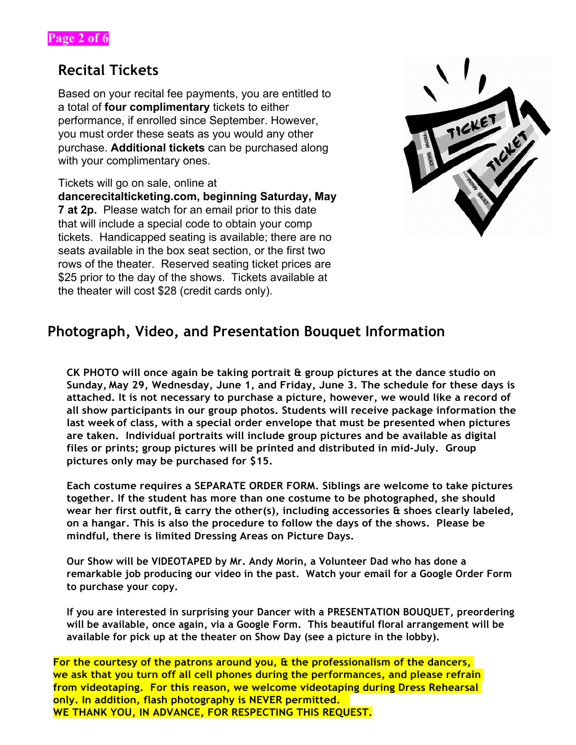## Recital Tickets

Based on your recital fee payments, you are entitled to a total of **four complimentary** tickets to either performance, if enrolled since September. However, you must order these seats as you would any other purchase. **Additional tickets** can be purchased along with your complimentary ones.

Tickets will go on sale, online at **dancerecitalticketing.com, beginning Saturday, May 7 at 2p.** Please watch for an email prior to this date that will include a special code to obtain your comp tickets. Handicapped seating is available; there are no seats available in the box seat section, or the first two rows of the theater. Reserved seating ticket prices are $25 prior to the day of the shows. Tickets available at the theater will cost $28 (credit cards only).

## Photograph, Video, and Presentation Bouquet Information

**CK PHOTO will once again be taking portrait & group pictures at the dance studio on Sunday, May 29, Wednesday, June 1, and Friday, June 3. The schedule for these days is attached. It is not necessary to purchase a picture, however, we would like a record of all show participants in our group photos. Students will receive package information the last week of class, with a special order envelope that must be presented when pictures are taken. Individual portraits will include group pictures and be available as digital files or prints; group pictures will be printed and distributed in mid-July. Group pictures only may be purchased for $15.**

**Each costume requires a SEPARATE ORDER FORM. Siblings are welcome to take pictures together. If the student has more than one costume to be photographed, she should wear her first outfit, & carry the other(s), including accessories & shoes clearly labeled, on a hangar. This is also the procedure to follow the days of the shows. Please be mindful, there is limited Dressing Areas on Picture Days.**

**Our Show will be VIDEOTAPED by Mr. Andy Morin, a Volunteer Dad who has done a remarkable job producing our video in the past. Watch your email for a Google Order Form to purchase your copy.**

**If you are interested in surprising your Dancer with a PRESENTATION BOUQUET, preordering will be available, once again, via a Google Form. This beautiful floral arrangement will be available for pick up at the theater on Show Day (see a picture in the lobby).**

**For the courtesy of the patrons around you, & the professionalism of the dancers, we ask that you turn off all cell phones during the performances, and please refrain from videotaping. For this reason, we welcome videotaping during Dress Rehearsal only. In addition, flash photography is NEVER permitted.**
**WE THANK YOU, IN ADVANCE, FOR RESPECTING THIS REQUEST.**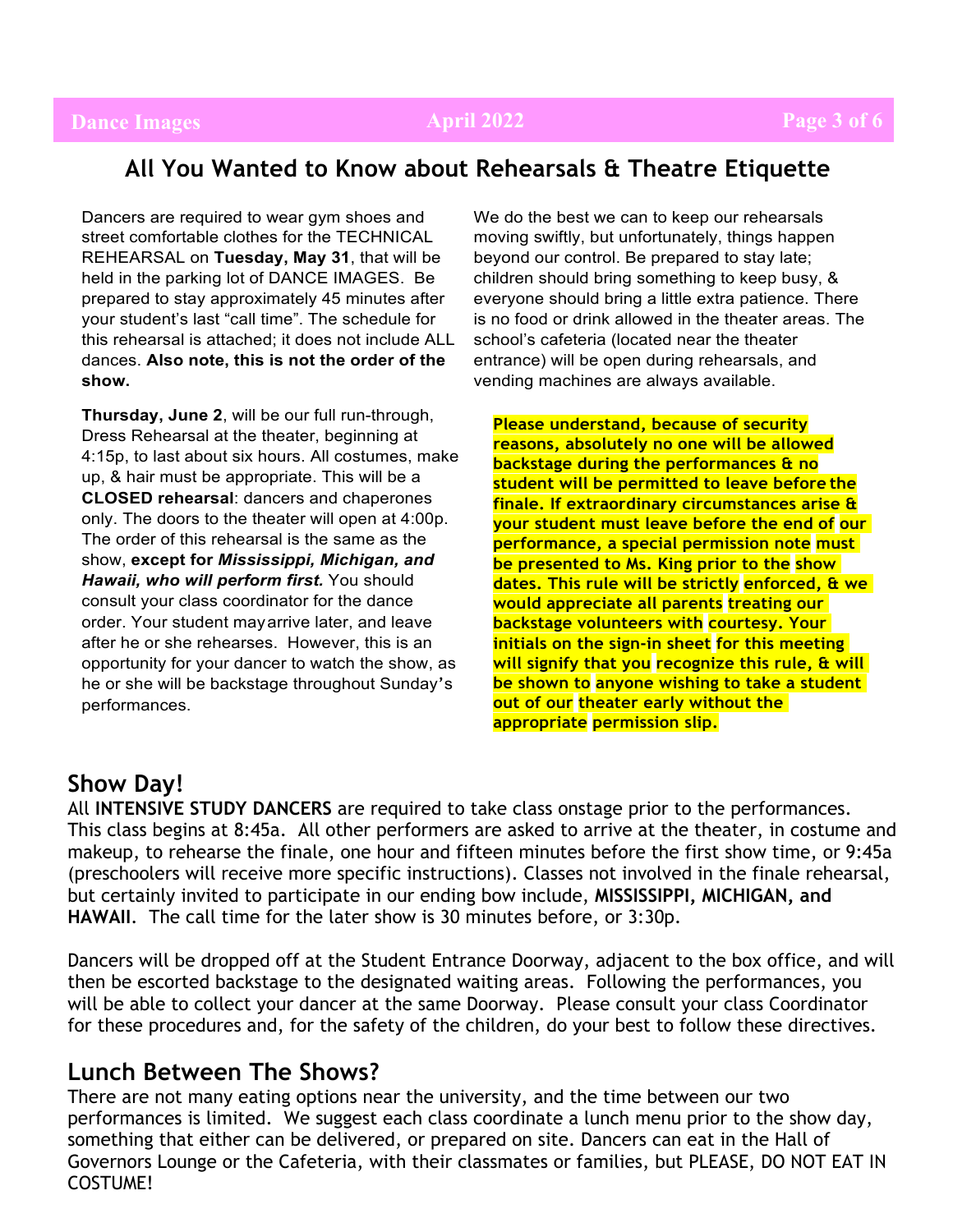## All You Wanted to Know about Rehearsals & Theatre Etiquette

Dancers are required to wear gym shoes and street comfortable clothes for the TECHNICAL REHEARSAL on **Tuesday, May 31**, that will be held in the parking lot of DANCE IMAGES. Be prepared to stay approximately 45 minutes after your student's last "call time". The schedule for this rehearsal is attached; it does not include ALL dances. **Also note, this is not the order of the show.**

**Thursday, June 2**, will be our full run-through, Dress Rehearsal at the theater, beginning at 4:15p, to last about six hours. All costumes, make up, & hair must be appropriate. This will be a **CLOSED rehearsal**: dancers and chaperones only. The doors to the theater will open at 4:00p. The order of this rehearsal is the same as the show, **except for *Mississippi, Michigan, and Hawaii, who will perform first.*** You should consult your class coordinator for the dance order. Your student may arrive later, and leave after he or she rehearses. However, this is an opportunity for your dancer to watch the show, as he or she will be backstage throughout Sunday's performances.

We do the best we can to keep our rehearsals moving swiftly, but unfortunately, things happen beyond our control. Be prepared to stay late; children should bring something to keep busy, & everyone should bring a little extra patience. There is no food or drink allowed in the theater areas. The school's cafeteria (located near the theater entrance) will be open during rehearsals, and vending machines are always available.

**Please understand, because of security reasons, absolutely no one will be allowed backstage during the performances & no student will be permitted to leave before the finale. If extraordinary circumstances arise & your student must leave before the end of our performance, a special permission note must be presented to Ms. King prior to the show dates. This rule will be strictly enforced, & we would appreciate all parents treating our backstage volunteers with courtesy. Your initials on the sign-in sheet for this meeting will signify that you recognize this rule, & will be shown to anyone wishing to take a student out of our theater early without the appropriate permission slip.**

## Show Day!

All **INTENSIVE STUDY DANCERS** are required to take class onstage prior to the performances. This class begins at 8:45a. All other performers are asked to arrive at the theater, in costume and makeup, to rehearse the finale, one hour and fifteen minutes before the first show time, or 9:45a (preschoolers will receive more specific instructions). Classes not involved in the finale rehearsal, but certainly invited to participate in our ending bow include, **MISSISSIPPI, MICHIGAN, and HAWAII**. The call time for the later show is 30 minutes before, or 3:30p.

Dancers will be dropped off at the Student Entrance Doorway, adjacent to the box office, and will then be escorted backstage to the designated waiting areas. Following the performances, you will be able to collect your dancer at the same Doorway. Please consult your class Coordinator for these procedures and, for the safety of the children, do your best to follow these directives.

## Lunch Between The Shows?

There are not many eating options near the university, and the time between our two performances is limited. We suggest each class coordinate a lunch menu prior to the show day, something that either can be delivered, or prepared on site. Dancers can eat in the Hall of Governors Lounge or the Cafeteria, with their classmates or families, but PLEASE, DO NOT EAT IN COSTUME!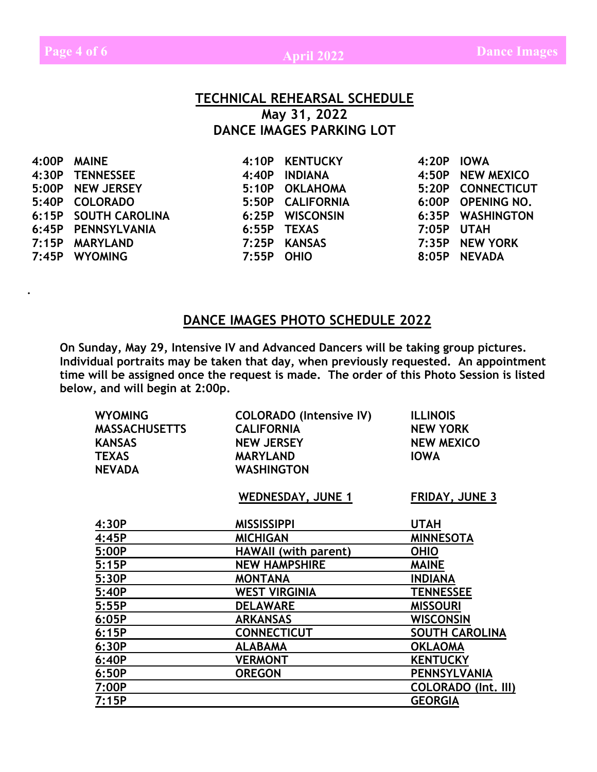## TECHNICAL REHEARSAL SCHEDULE

**May 31, 2022**

**DANCE IMAGES PARKING LOT**

| | | | | | |
|---|---|---|---|---|---|
| 4:00P | MAINE | 4:10P | KENTUCKY | 4:20P | IOWA |
| 4:30P | TENNESSEE | 4:40P | INDIANA | 4:50P | NEW MEXICO |
| 5:00P | NEW JERSEY | 5:10P | OKLAHOMA | 5:20P | CONNECTICUT |
| 5:40P | COLORADO | 5:50P | CALIFORNIA | 6:00P | OPENING NO. |
| 6:15P | SOUTH CAROLINA | 6:25P | WISCONSIN | 6:35P | WASHINGTON |
| 6:45P | PENNSYLVANIA | 6:55P | TEXAS | 7:05P | UTAH |
| 7:15P | MARYLAND | 7:25P | KANSAS | 7:35P | NEW YORK |
| 7:45P | WYOMING | 7:55P | OHIO | 8:05P | NEVADA |

## DANCE IMAGES PHOTO SCHEDULE 2022

**On Sunday, May 29, Intensive IV and Advanced Dancers will be taking group pictures. Individual portraits may be taken that day, when previously requested. An appointment time will be assigned once the request is made. The order of this Photo Session is listed below, and will begin at 2:00p.**

| | | |
|---|---|---|
| WYOMING | COLORADO (Intensive IV) | ILLINOIS |
| MASSACHUSETTS | CALIFORNIA | NEW YORK |
| KANSAS | NEW JERSEY | NEW MEXICO |
| TEXAS | MARYLAND | IOWA |
| NEVADA | WASHINGTON | |

| | WEDNESDAY, JUNE 1 | FRIDAY, JUNE 3 |
|---|---|---|
| 4:30P | MISSISSIPPI | UTAH |
| 4:45P | MICHIGAN | MINNESOTA |
| 5:00P | HAWAII (with parent) | OHIO |
| 5:15P | NEW HAMPSHIRE | MAINE |
| 5:30P | MONTANA | INDIANA |
| 5:40P | WEST VIRGINIA | TENNESSEE |
| 5:55P | DELAWARE | MISSOURI |
| 6:05P | ARKANSAS | WISCONSIN |
| 6:15P | CONNECTICUT | SOUTH CAROLINA |
| 6:30P | ALABAMA | OKLAOMA |
| 6:40P | VERMONT | KENTUCKY |
| 6:50P | OREGON | PENNSYLVANIA |
| 7:00P | | COLORADO (Int. III) |
| 7:15P | | GEORGIA |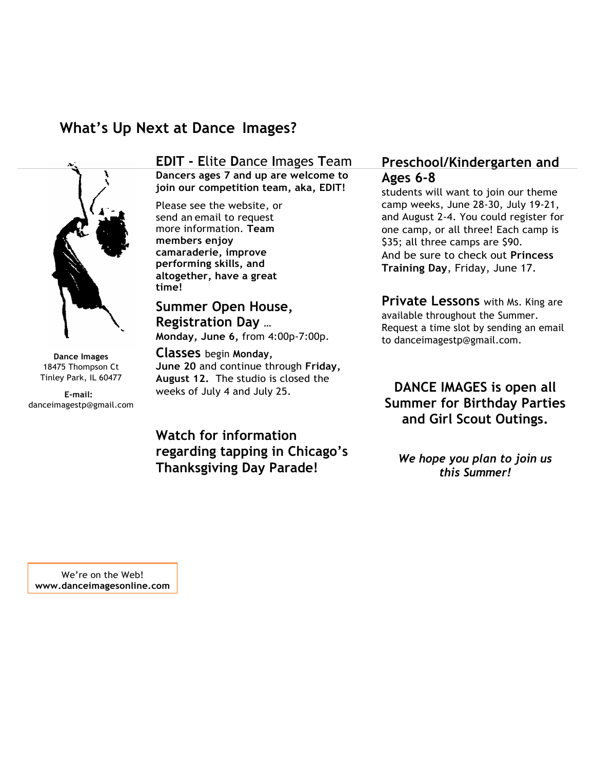## What's Up Next at Dance Images?

**Dance Images**
18475 Thompson Ct
Tinley Park, IL 60477

**E-mail:**
danceimagestp@gmail.com

### EDIT - Elite Dance Images Team

**Dancers ages 7 and up are welcome to join our competition team, aka, EDIT!**

Please see the website, or send an email to request more information. **Team members enjoy camaraderie, improve performing skills, and altogether, have a great time!**

### Summer Open House, Registration Day …

**Monday, June 6,** from 4:00p-7:00p.

**Classes** begin **Monday, June 20** and continue through **Friday, August 12.** The studio is closed the weeks of July 4 and July 25.

### Watch for information regarding tapping in Chicago's Thanksgiving Day Parade!

### Preschool/Kindergarten and Ages 6-8

students will want to join our theme camp weeks, June 28-30, July 19-21, and August 2-4. You could register for one camp, or all three! Each camp is $35; all three camps are $90.
And be sure to check out **Princess Training Day**, Friday, June 17.

**Private Lessons** with Ms. King are available throughout the Summer. Request a time slot by sending an email to danceimagestp@gmail.com.

### DANCE IMAGES is open all Summer for Birthday Parties and Girl Scout Outings.

***We hope you plan to join us this Summer!***

We're on the Web!
**www.danceimagesonline.com**